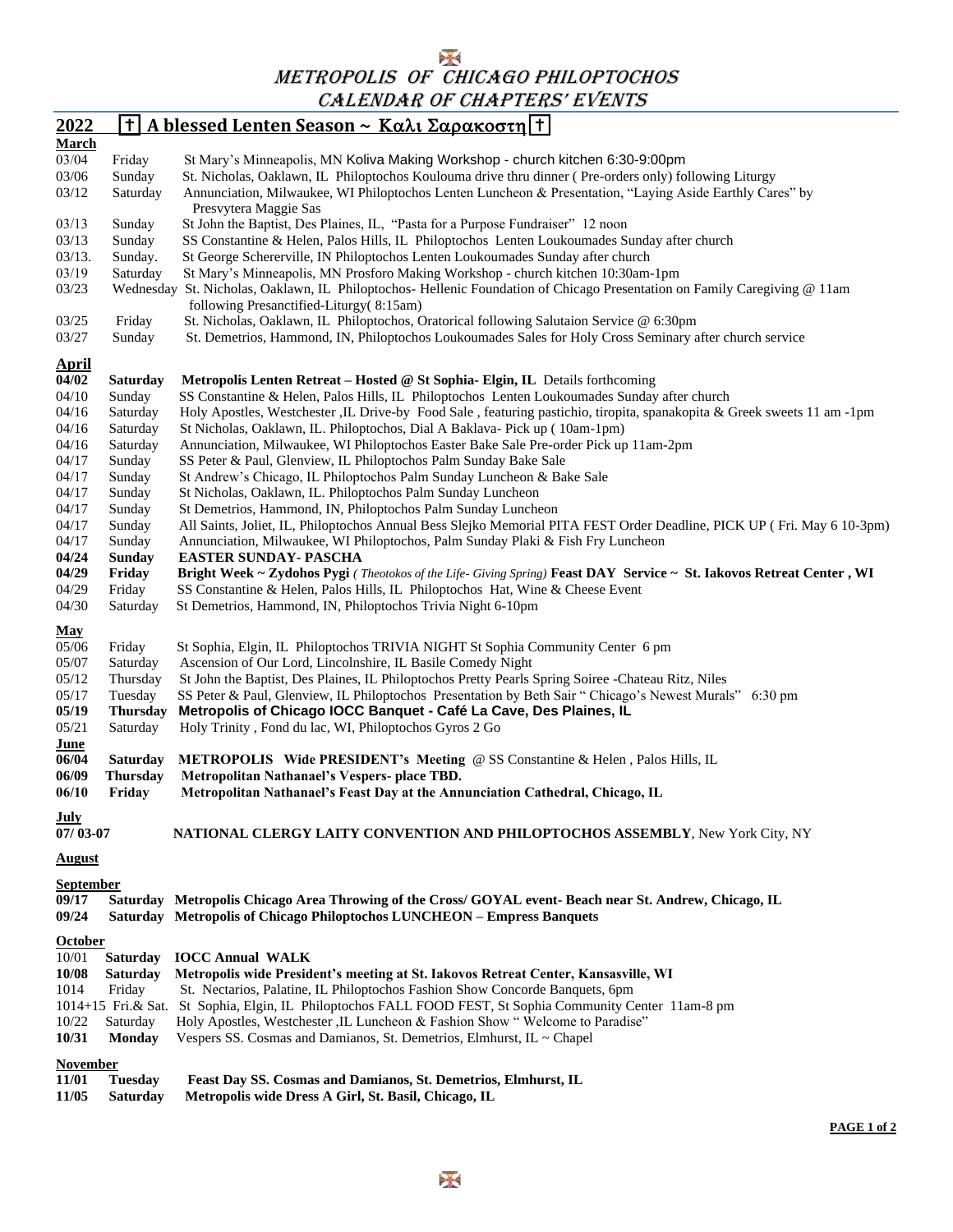# METROPOLIS OF CHICAGO PHILOPTOCHOS
## CALENDAR OF CHAPTERS' EVENTS

## 2022 † A blessed Lenten Season ~ Καλι Σαρακοστη †

**March**

| | | |
|---|---|---|
| 03/04 | Friday | St Mary's Minneapolis, MN Koliva Making Workshop - church kitchen 6:30-9:00pm |
| 03/06 | Sunday | St. Nicholas, Oaklawn, IL Philoptochos Koulouma drive thru dinner ( Pre-orders only) following Liturgy |
| 03/12 | Saturday | Annunciation, Milwaukee, WI Philoptochos Lenten Luncheon & Presentation, "Laying Aside Earthly Cares" by Presvytera Maggie Sas |
| 03/13 | Sunday | St John the Baptist, Des Plaines, IL, "Pasta for a Purpose Fundraiser" 12 noon |
| 03/13 | Sunday | SS Constantine & Helen, Palos Hills, IL Philoptochos Lenten Loukoumades Sunday after church |
| 03/13. | Sunday. | St George Schererville, IN Philoptochos Lenten Loukoumades Sunday after church |
| 03/19 | Saturday | St Mary's Minneapolis, MN Prosforo Making Workshop - church kitchen 10:30am-1pm |
| 03/23 | Wednesday | St. Nicholas, Oaklawn, IL Philoptochos- Hellenic Foundation of Chicago Presentation on Family Caregiving @ 11am following Presanctified-Liturgy( 8:15am) |
| 03/25 | Friday | St. Nicholas, Oaklawn, IL Philoptochos, Oratorical following Salutaion Service @ 6:30pm |
| 03/27 | Sunday | St. Demetrios, Hammond, IN, Philoptochos Loukoumades Sales for Holy Cross Seminary after church service |

**April**

| | | |
|---|---|---|
| **04/02** | **Saturday** | **Metropolis Lenten Retreat – Hosted @ St Sophia- Elgin, IL** Details forthcoming |
| 04/10 | Sunday | SS Constantine & Helen, Palos Hills, IL Philoptochos Lenten Loukoumades Sunday after church |
| 04/16 | Saturday | Holy Apostles, Westchester ,IL Drive-by Food Sale , featuring pastichio, tiropita, spanakopita & Greek sweets 11 am -1pm |
| 04/16 | Saturday | St Nicholas, Oaklawn, IL. Philoptochos, Dial A Baklava- Pick up ( 10am-1pm) |
| 04/16 | Saturday | Annunciation, Milwaukee, WI Philoptochos Easter Bake Sale Pre-order Pick up 11am-2pm |
| 04/17 | Sunday | SS Peter & Paul, Glenview, IL Philoptochos Palm Sunday Bake Sale |
| 04/17 | Sunday | St Andrew's Chicago, IL Philoptochos Palm Sunday Luncheon & Bake Sale |
| 04/17 | Sunday | St Nicholas, Oaklawn, IL. Philoptochos Palm Sunday Luncheon |
| 04/17 | Sunday | St Demetrios, Hammond, IN, Philoptochos Palm Sunday Luncheon |
| 04/17 | Sunday | All Saints, Joliet, IL, Philoptochos Annual Bess Slejko Memorial PITA FEST Order Deadline, PICK UP ( Fri. May 6 10-3pm) |
| 04/17 | Sunday | Annunciation, Milwaukee, WI Philoptochos, Palm Sunday Plaki & Fish Fry Luncheon |
| **04/24** | **Sunday** | **EASTER SUNDAY- PASCHA** |
| **04/29** | **Friday** | **Bright Week ~ Zydohos Pygi** *( Theotokos of the Life- Giving Spring)* **Feast DAY Service ~ St. Iakovos Retreat Center , WI** |
| 04/29 | Friday | SS Constantine & Helen, Palos Hills, IL Philoptochos Hat, Wine & Cheese Event |
| 04/30 | Saturday | St Demetrios, Hammond, IN, Philoptochos Trivia Night 6-10pm |

**May**

| | | |
|---|---|---|
| 05/06 | Friday | St Sophia, Elgin, IL Philoptochos TRIVIA NIGHT St Sophia Community Center 6 pm |
| 05/07 | Saturday | Ascension of Our Lord, Lincolnshire, IL Basile Comedy Night |
| 05/12 | Thursday | St John the Baptist, Des Plaines, IL Philoptochos Pretty Pearls Spring Soiree -Chateau Ritz, Niles |
| 05/17 | Tuesday | SS Peter & Paul, Glenview, IL Philoptochos Presentation by Beth Sair " Chicago's Newest Murals" 6:30 pm |
| **05/19** | **Thursday** | **Metropolis of Chicago IOCC Banquet - Café La Cave, Des Plaines, IL** |
| 05/21 | Saturday | Holy Trinity , Fond du lac, WI, Philoptochos Gyros 2 Go |

**June**

| | | |
|---|---|---|
| **06/04** | **Saturday** | **METROPOLIS Wide PRESIDENT's Meeting** @ SS Constantine & Helen , Palos Hills, IL |
| **06/09** | **Thursday** | **Metropolitan Nathanael's Vespers- place TBD.** |
| **06/10** | **Friday** | **Metropolitan Nathanael's Feast Day at the Annunciation Cathedral, Chicago, IL** |

**July**

| | | |
|---|---|---|
| **07/ 03-07** | | **NATIONAL CLERGY LAITY CONVENTION AND PHILOPTOCHOS ASSEMBLY**, New York City, NY |

**August**

**September**

| | | |
|---|---|---|
| **09/17** | **Saturday** | **Metropolis Chicago Area Throwing of the Cross/ GOYAL event- Beach near St. Andrew, Chicago, IL** |
| **09/24** | **Saturday** | **Metropolis of Chicago Philoptochos LUNCHEON – Empress Banquets** |

**October**

| | | |
|---|---|---|
| 10/01 | **Saturday** | **IOCC Annual WALK** |
| **10/08** | **Saturday** | **Metropolis wide President's meeting at St. Iakovos Retreat Center, Kansasville, WI** |
| 1014 | Friday | St. Nectarios, Palatine, IL Philoptochos Fashion Show Concorde Banquets, 6pm |
| 1014+15 | Fri.& Sat. | St Sophia, Elgin, IL Philoptochos FALL FOOD FEST, St Sophia Community Center 11am-8 pm |
| 10/22 | Saturday | Holy Apostles, Westchester ,IL Luncheon & Fashion Show " Welcome to Paradise" |
| **10/31** | **Monday** | Vespers SS. Cosmas and Damianos, St. Demetrios, Elmhurst, IL ~ Chapel |

**November**

| | | |
|---|---|---|
| **11/01** | **Tuesday** | **Feast Day SS. Cosmas and Damianos, St. Demetrios, Elmhurst, IL** |
| **11/05** | **Saturday** | **Metropolis wide Dress A Girl, St. Basil, Chicago, IL** |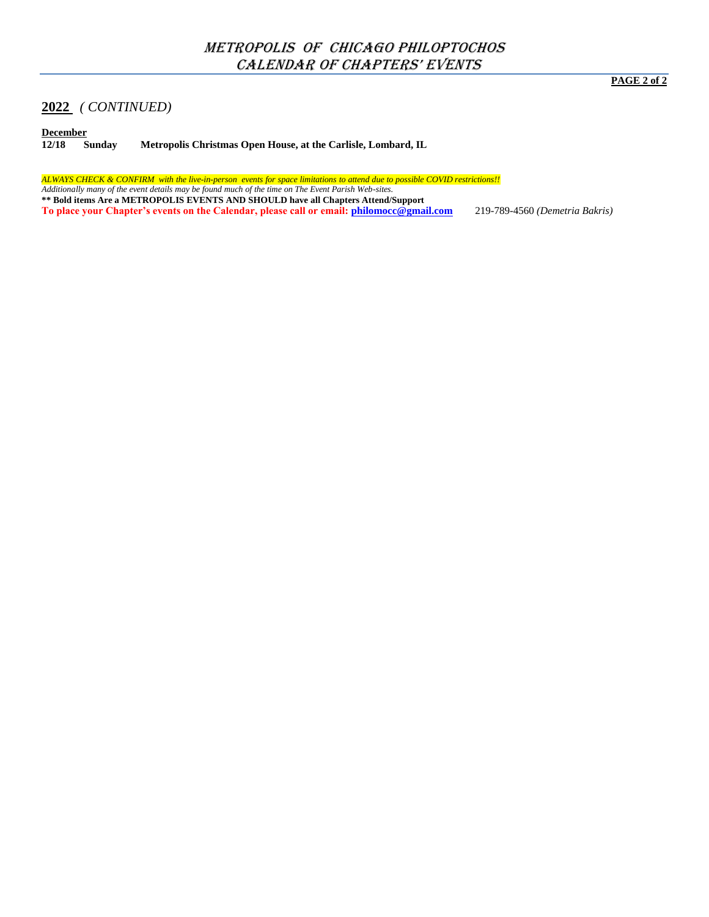**2022** *( CONTINUED)*

**December**

**12/18 Sunday Metropolis Christmas Open House, at the Carlisle, Lombard, IL**

*ALWAYS CHECK & CONFIRM with the live-in-person events for space limitations to attend due to possible COVID restrictions!!*

*Additionally many of the event details may be found much of the time on The Event Parish Web-sites.*

**** Bold items Are a METROPOLIS EVENTS AND SHOULD have all Chapters Attend/Support**

**To place your Chapter's events on the Calendar, please call or email: philomocc@gmail.com** 219-789-4560 *(Demetria Bakris)*